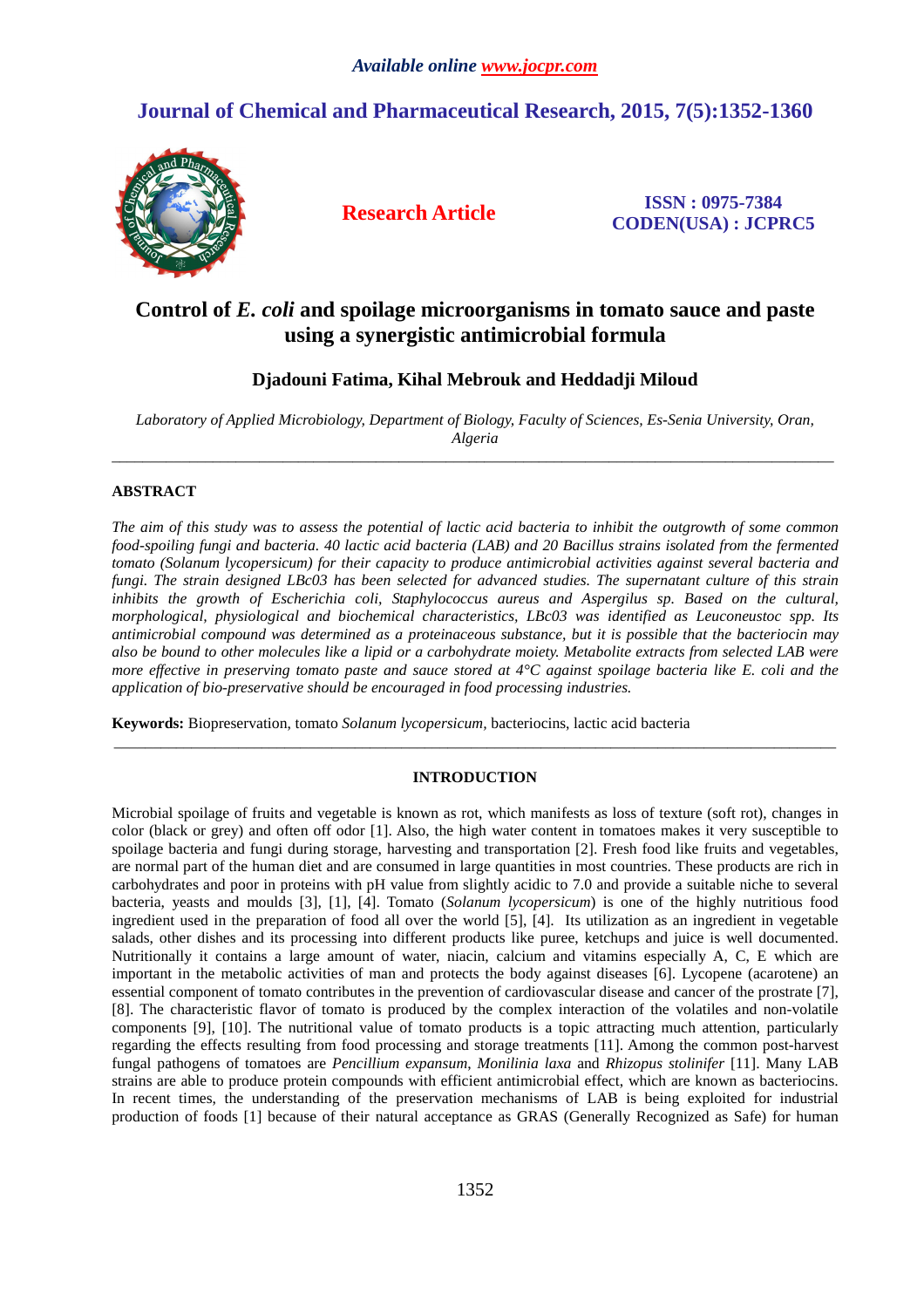*Available online www.jocpr.com*

**Journal of Chemical and Pharmaceutical Research, 2015, 7(5):1352-1360**

**Research Article**

**ISSN : 0975-7384**
**CODEN(USA) : JCPRC5**

# Control of *E. coli* and spoilage microorganisms in tomato sauce and paste using a synergistic antimicrobial formula

**Djadouni Fatima, Kihal Mebrouk and Heddadji Miloud**

*Laboratory of Applied Microbiology, Department of Biology, Faculty of Sciences, Es-Senia University, Oran, Algeria*

---

## ABSTRACT

*The aim of this study was to assess the potential of lactic acid bacteria to inhibit the outgrowth of some common food-spoiling fungi and bacteria. 40 lactic acid bacteria (LAB) and 20 Bacillus strains isolated from the fermented tomato (Solanum lycopersicum) for their capacity to produce antimicrobial activities against several bacteria and fungi. The strain designed LBc03 has been selected for advanced studies. The supernatant culture of this strain inhibits the growth of Escherichia coli, Staphylococcus aureus and Aspergilus sp. Based on the cultural, morphological, physiological and biochemical characteristics, LBc03 was identified as Leuconeustoc spp. Its antimicrobial compound was determined as a proteinaceous substance, but it is possible that the bacteriocin may also be bound to other molecules like a lipid or a carbohydrate moiety. Metabolite extracts from selected LAB were more effective in preserving tomato paste and sauce stored at 4°C against spoilage bacteria like E. coli and the application of bio-preservative should be encouraged in food processing industries.*

**Keywords:** Biopreservation, tomato *Solanum lycopersicum,* bacteriocins, lactic acid bacteria

---

## INTRODUCTION

Microbial spoilage of fruits and vegetable is known as rot, which manifests as loss of texture (soft rot), changes in color (black or grey) and often off odor [1]. Also, the high water content in tomatoes makes it very susceptible to spoilage bacteria and fungi during storage, harvesting and transportation [2]. Fresh food like fruits and vegetables, are normal part of the human diet and are consumed in large quantities in most countries. These products are rich in carbohydrates and poor in proteins with pH value from slightly acidic to 7.0 and provide a suitable niche to several bacteria, yeasts and moulds [3], [1], [4]. Tomato (*Solanum lycopersicum*) is one of the highly nutritious food ingredient used in the preparation of food all over the world [5], [4]. Its utilization as an ingredient in vegetable salads, other dishes and its processing into different products like puree, ketchups and juice is well documented. Nutritionally it contains a large amount of water, niacin, calcium and vitamins especially A, C, E which are important in the metabolic activities of man and protects the body against diseases [6]. Lycopene (acarotene) an essential component of tomato contributes in the prevention of cardiovascular disease and cancer of the prostrate [7], [8]. The characteristic flavor of tomato is produced by the complex interaction of the volatiles and non-volatile components [9], [10]. The nutritional value of tomato products is a topic attracting much attention, particularly regarding the effects resulting from food processing and storage treatments [11]. Among the common post-harvest fungal pathogens of tomatoes are *Pencillium expansum*, *Monilinia laxa* and *Rhizopus stolinifer* [11]. Many LAB strains are able to produce protein compounds with efficient antimicrobial effect, which are known as bacteriocins. In recent times, the understanding of the preservation mechanisms of LAB is being exploited for industrial production of foods [1] because of their natural acceptance as GRAS (Generally Recognized as Safe) for human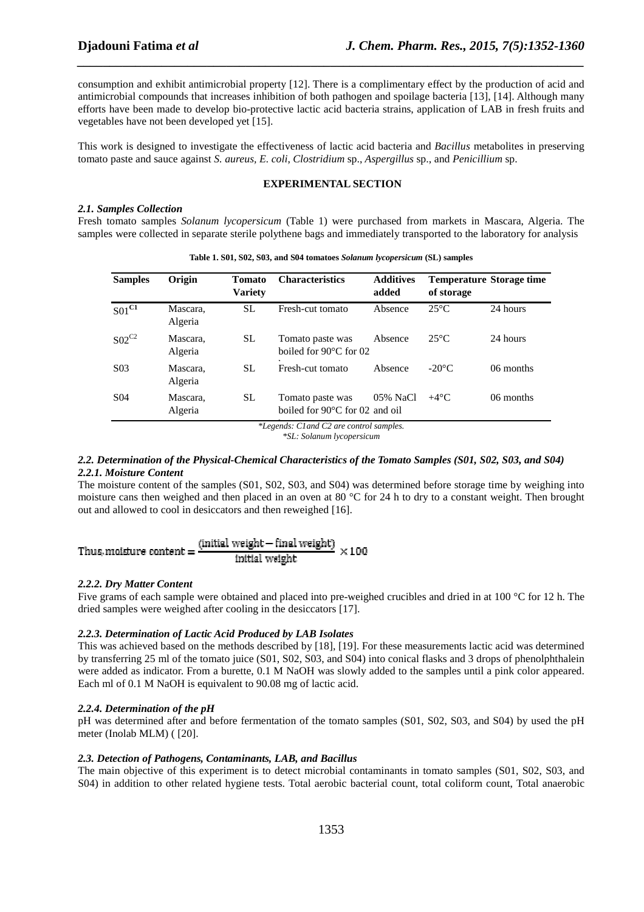consumption and exhibit antimicrobial property [12]. There is a complimentary effect by the production of acid and antimicrobial compounds that increases inhibition of both pathogen and spoilage bacteria [13], [14]. Although many efforts have been made to develop bio-protective lactic acid bacteria strains, application of LAB in fresh fruits and vegetables have not been developed yet [15].

This work is designed to investigate the effectiveness of lactic acid bacteria and *Bacillus* metabolites in preserving tomato paste and sauce against *S. aureus*, *E. coli*, *Clostridium* sp., *Aspergillus* sp., and *Penicillium* sp.

## EXPERIMENTAL SECTION

### *2.1. Samples Collection*

Fresh tomato samples *Solanum lycopersicum* (Table 1) were purchased from markets in Mascara, Algeria. The samples were collected in separate sterile polythene bags and immediately transported to the laboratory for analysis

**Table 1. S01, S02, S03, and S04 tomatoes *Solanum lycopersicum* (SL) samples**

| Samples | Origin | Tomato Variety | Characteristics | Additives added | Temperature of storage | Storage time |
|---|---|---|---|---|---|---|
| S01[C1] | Mascara, Algeria | SL | Fresh-cut tomato | Absence | 25°C | 24 hours |
| S02[C2] | Mascara, Algeria | SL | Tomato paste was boiled for 90°C for 02 | Absence | 25°C | 24 hours |
| S03 | Mascara, Algeria | SL | Fresh-cut tomato | Absence | -20°C | 06 months |
| S04 | Mascara, Algeria | SL | Tomato paste was boiled for 90°C for 02 | 05% NaCl and oil | +4°C | 06 months |

*\*Legends: C1and C2 are control samples.*
*\*SL: Solanum lycopersicum*

### *2.2. Determination of the Physical-Chemical Characteristics of the Tomato Samples (S01, S02, S03, and S04)*

#### *2.2.1. Moisture Content*

The moisture content of the samples (S01, S02, S03, and S04) was determined before storage time by weighing into moisture cans then weighed and then placed in an oven at 80 °C for 24 h to dry to a constant weight. Then brought out and allowed to cool in desiccators and then reweighed [16].

$$\text{Thus, moisture content} = \frac{(\text{initial weight} - \text{final weight})}{\text{initial weight}} \times 100$$

#### *2.2.2. Dry Matter Content*

Five grams of each sample were obtained and placed into pre-weighed crucibles and dried in at 100 °C for 12 h. The dried samples were weighed after cooling in the desiccators [17].

#### *2.2.3. Determination of Lactic Acid Produced by LAB Isolates*

This was achieved based on the methods described by [18], [19]. For these measurements lactic acid was determined by transferring 25 ml of the tomato juice (S01, S02, S03, and S04) into conical flasks and 3 drops of phenolphthalein were added as indicator. From a burette, 0.1 M NaOH was slowly added to the samples until a pink color appeared. Each ml of 0.1 M NaOH is equivalent to 90.08 mg of lactic acid.

#### *2.2.4. Determination of the pH*

pH was determined after and before fermentation of the tomato samples (S01, S02, S03, and S04) by used the pH meter (Inolab MLM) ( [20].

### *2.3. Detection of Pathogens, Contaminants, LAB, and Bacillus*

The main objective of this experiment is to detect microbial contaminants in tomato samples (S01, S02, S03, and S04) in addition to other related hygiene tests. Total aerobic bacterial count, total coliform count, Total anaerobic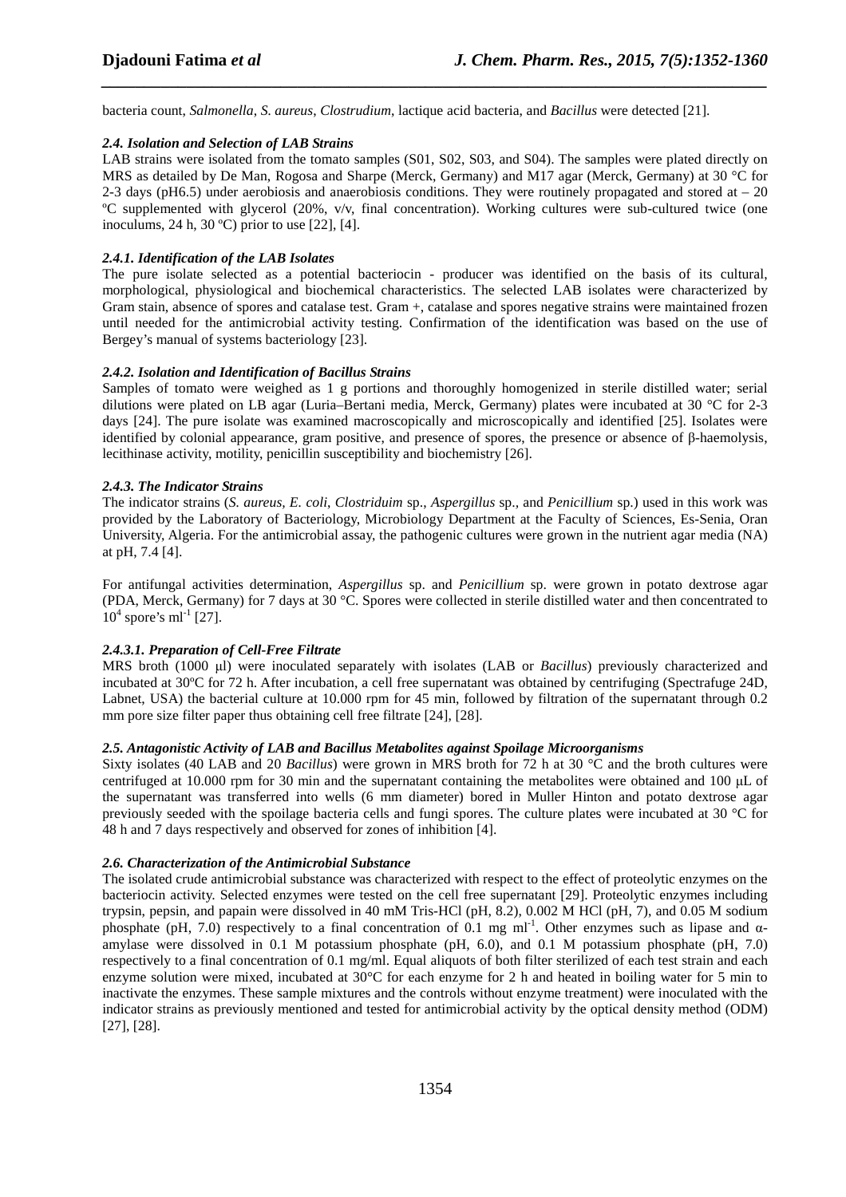bacteria count, *Salmonella*, *S. aureus*, *Clostrudium*, lactique acid bacteria, and *Bacillus* were detected [21].

### *2.4. Isolation and Selection of LAB Strains*

LAB strains were isolated from the tomato samples (S01, S02, S03, and S04). The samples were plated directly on MRS as detailed by De Man, Rogosa and Sharpe (Merck, Germany) and M17 agar (Merck, Germany) at 30 °C for 2-3 days (pH6.5) under aerobiosis and anaerobiosis conditions. They were routinely propagated and stored at – 20 ºC supplemented with glycerol (20%, v/v, final concentration). Working cultures were sub-cultured twice (one inoculums, 24 h, 30 ºC) prior to use [22], [4].

#### *2.4.1. Identification of the LAB Isolates*

The pure isolate selected as a potential bacteriocin - producer was identified on the basis of its cultural, morphological, physiological and biochemical characteristics. The selected LAB isolates were characterized by Gram stain, absence of spores and catalase test. Gram +, catalase and spores negative strains were maintained frozen until needed for the antimicrobial activity testing. Confirmation of the identification was based on the use of Bergey's manual of systems bacteriology [23].

#### *2.4.2. Isolation and Identification of Bacillus Strains*

Samples of tomato were weighed as 1 g portions and thoroughly homogenized in sterile distilled water; serial dilutions were plated on LB agar (Luria–Bertani media, Merck, Germany) plates were incubated at 30 °C for 2-3 days [24]. The pure isolate was examined macroscopically and microscopically and identified [25]. Isolates were identified by colonial appearance, gram positive, and presence of spores, the presence or absence of β-haemolysis, lecithinase activity, motility, penicillin susceptibility and biochemistry [26].

#### *2.4.3. The Indicator Strains*

The indicator strains (*S. aureus, E. coli*, *Clostriduim* sp., *Aspergillus* sp., and *Penicillium* sp.) used in this work was provided by the Laboratory of Bacteriology, Microbiology Department at the Faculty of Sciences, Es-Senia, Oran University, Algeria. For the antimicrobial assay, the pathogenic cultures were grown in the nutrient agar media (NA) at pH, 7.4 [4].

For antifungal activities determination, *Aspergillus* sp. and *Penicillium* sp. were grown in potato dextrose agar (PDA, Merck, Germany) for 7 days at 30 °C. Spores were collected in sterile distilled water and then concentrated to $10^4$ spore's $ml^{-1}$ [27].

#### *2.4.3.1. Preparation of Cell-Free Filtrate*

MRS broth (1000 µl) were inoculated separately with isolates (LAB or *Bacillus*) previously characterized and incubated at 30ºC for 72 h. After incubation, a cell free supernatant was obtained by centrifuging (Spectrafuge 24D, Labnet, USA) the bacterial culture at 10.000 rpm for 45 min, followed by filtration of the supernatant through 0.2 mm pore size filter paper thus obtaining cell free filtrate [24], [28].

### *2.5. Antagonistic Activity of LAB and Bacillus Metabolites against Spoilage Microorganisms*

Sixty isolates (40 LAB and 20 *Bacillus*) were grown in MRS broth for 72 h at 30 °C and the broth cultures were centrifuged at 10.000 rpm for 30 min and the supernatant containing the metabolites were obtained and 100 µL of the supernatant was transferred into wells (6 mm diameter) bored in Muller Hinton and potato dextrose agar previously seeded with the spoilage bacteria cells and fungi spores. The culture plates were incubated at 30 °C for 48 h and 7 days respectively and observed for zones of inhibition [4].

### *2.6. Characterization of the Antimicrobial Substance*

The isolated crude antimicrobial substance was characterized with respect to the effect of proteolytic enzymes on the bacteriocin activity. Selected enzymes were tested on the cell free supernatant [29]. Proteolytic enzymes including trypsin, pepsin, and papain were dissolved in 40 mM Tris-HCl (pH, 8.2), 0.002 M HCl (pH, 7), and 0.05 M sodium phosphate (pH, 7.0) respectively to a final concentration of 0.1 mg $ml^{-1}$. Other enzymes such as lipase and α-amylase were dissolved in 0.1 M potassium phosphate (pH, 6.0), and 0.1 M potassium phosphate (pH, 7.0) respectively to a final concentration of 0.1 mg/ml. Equal aliquots of both filter sterilized of each test strain and each enzyme solution were mixed, incubated at 30°C for each enzyme for 2 h and heated in boiling water for 5 min to inactivate the enzymes. These sample mixtures and the controls without enzyme treatment) were inoculated with the indicator strains as previously mentioned and tested for antimicrobial activity by the optical density method (ODM) [27], [28].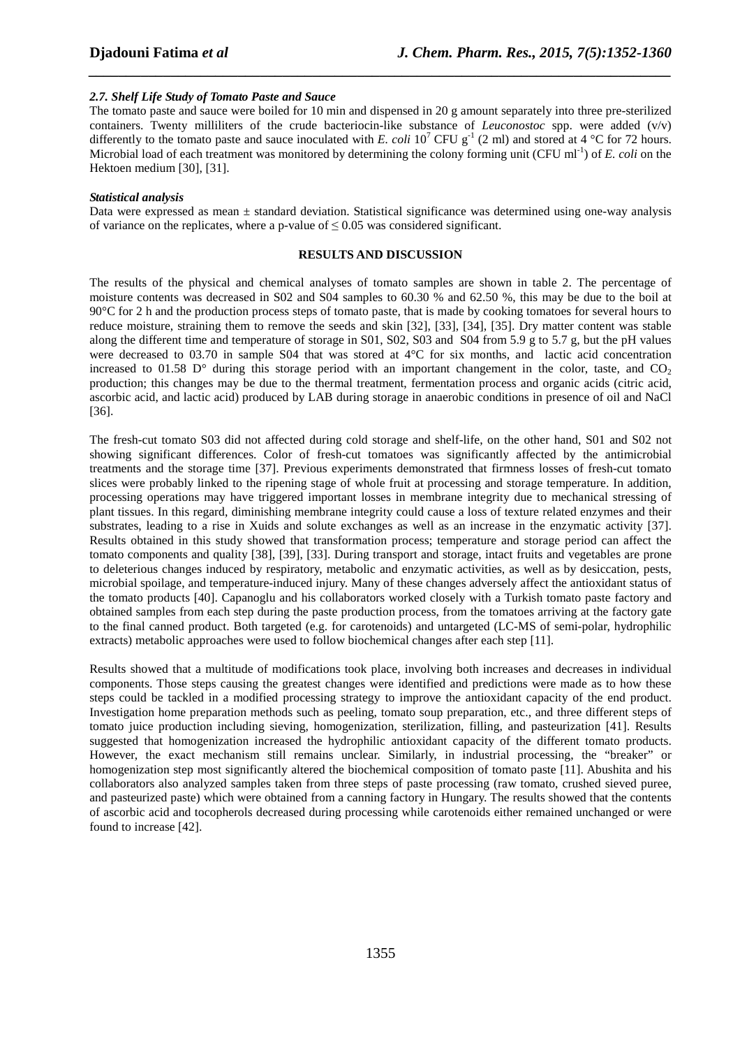### *2.7. Shelf Life Study of Tomato Paste and Sauce*

The tomato paste and sauce were boiled for 10 min and dispensed in 20 g amount separately into three pre-sterilized containers. Twenty milliliters of the crude bacteriocin-like substance of *Leuconostoc* spp. were added (v/v) differently to the tomato paste and sauce inoculated with *E. coli* $10^7$ CFU $g^{-1}$ (2 ml) and stored at 4 °C for 72 hours. Microbial load of each treatment was monitored by determining the colony forming unit (CFU $ml^{-1}$) of *E. coli* on the Hektoen medium [30], [31].

### *Statistical analysis*

Data were expressed as mean ± standard deviation. Statistical significance was determined using one-way analysis of variance on the replicates, where a p-value of $\leq 0.05$ was considered significant.

## RESULTS AND DISCUSSION

The results of the physical and chemical analyses of tomato samples are shown in table 2. The percentage of moisture contents was decreased in S02 and S04 samples to 60.30 % and 62.50 %, this may be due to the boil at 90°C for 2 h and the production process steps of tomato paste, that is made by cooking tomatoes for several hours to reduce moisture, straining them to remove the seeds and skin [32], [33], [34], [35]. Dry matter content was stable along the different time and temperature of storage in S01, S02, S03 and S04 from 5.9 g to 5.7 g, but the pH values were decreased to 03.70 in sample S04 that was stored at 4°C for six months, and lactic acid concentration increased to 01.58 D° during this storage period with an important changement in the color, taste, and $CO_2$ production; this changes may be due to the thermal treatment, fermentation process and organic acids (citric acid, ascorbic acid, and lactic acid) produced by LAB during storage in anaerobic conditions in presence of oil and NaCl [36].

The fresh-cut tomato S03 did not affected during cold storage and shelf-life, on the other hand, S01 and S02 not showing significant differences. Color of fresh-cut tomatoes was significantly affected by the antimicrobial treatments and the storage time [37]. Previous experiments demonstrated that firmness losses of fresh-cut tomato slices were probably linked to the ripening stage of whole fruit at processing and storage temperature. In addition, processing operations may have triggered important losses in membrane integrity due to mechanical stressing of plant tissues. In this regard, diminishing membrane integrity could cause a loss of texture related enzymes and their substrates, leading to a rise in Xuids and solute exchanges as well as an increase in the enzymatic activity [37]. Results obtained in this study showed that transformation process; temperature and storage period can affect the tomato components and quality [38], [39], [33]. During transport and storage, intact fruits and vegetables are prone to deleterious changes induced by respiratory, metabolic and enzymatic activities, as well as by desiccation, pests, microbial spoilage, and temperature-induced injury. Many of these changes adversely affect the antioxidant status of the tomato products [40]. Capanoglu and his collaborators worked closely with a Turkish tomato paste factory and obtained samples from each step during the paste production process, from the tomatoes arriving at the factory gate to the final canned product. Both targeted (e.g. for carotenoids) and untargeted (LC-MS of semi-polar, hydrophilic extracts) metabolic approaches were used to follow biochemical changes after each step [11].

Results showed that a multitude of modifications took place, involving both increases and decreases in individual components. Those steps causing the greatest changes were identified and predictions were made as to how these steps could be tackled in a modified processing strategy to improve the antioxidant capacity of the end product. Investigation home preparation methods such as peeling, tomato soup preparation, etc., and three different steps of tomato juice production including sieving, homogenization, sterilization, filling, and pasteurization [41]. Results suggested that homogenization increased the hydrophilic antioxidant capacity of the different tomato products. However, the exact mechanism still remains unclear. Similarly, in industrial processing, the "breaker" or homogenization step most significantly altered the biochemical composition of tomato paste [11]. Abushita and his collaborators also analyzed samples taken from three steps of paste processing (raw tomato, crushed sieved puree, and pasteurized paste) which were obtained from a canning factory in Hungary. The results showed that the contents of ascorbic acid and tocopherols decreased during processing while carotenoids either remained unchanged or were found to increase [42].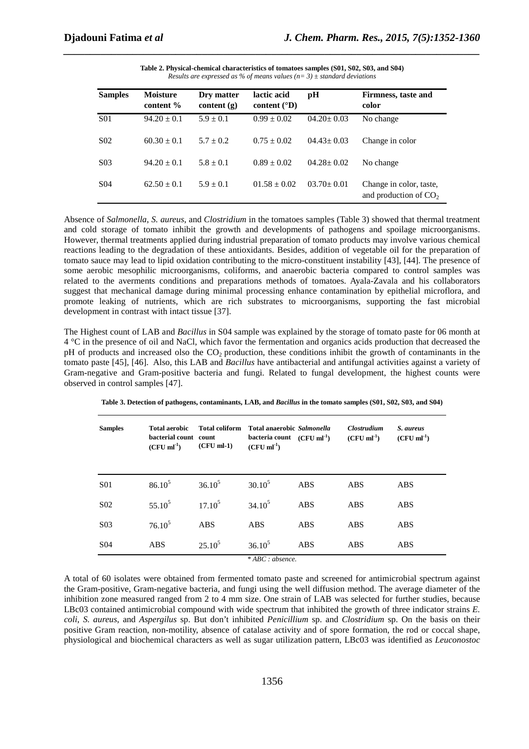**Table 2. Physical-chemical characteristics of tomatoes samples (S01, S02, S03, and S04)**
*Results are expressed as % of means values (n= 3) ± standard deviations*

| Samples | Moisture content % | Dry matter content (g) | lactic acid content (°D) | pH | Firmness, taste and color |
|---|---|---|---|---|---|
| S01 | 94.20 ± 0.1 | 5.9 ± 0.1 | 0.99 ± 0.02 | 04.20± 0.03 | No change |
| S02 | 60.30 ± 0.1 | 5.7 ± 0.2 | 0.75 ± 0.02 | 04.43± 0.03 | Change in color |
| S03 | 94.20 ± 0.1 | 5.8 ± 0.1 | 0.89 ± 0.02 | 04.28± 0.02 | No change |
| S04 | 62.50 ± 0.1 | 5.9 ± 0.1 | 01.58 ± 0.02 | 03.70± 0.01 | Change in color, taste, and production of $CO_2$ |

Absence of *Salmonella*, *S. aureus*, and *Clostridium* in the tomatoes samples (Table 3) showed that thermal treatment and cold storage of tomato inhibit the growth and developments of pathogens and spoilage microorganisms. However, thermal treatments applied during industrial preparation of tomato products may involve various chemical reactions leading to the degradation of these antioxidants. Besides, addition of vegetable oil for the preparation of tomato sauce may lead to lipid oxidation contributing to the micro-constituent instability [43], [44]. The presence of some aerobic mesophilic microorganisms, coliforms, and anaerobic bacteria compared to control samples was related to the averments conditions and preparations methods of tomatoes. Ayala-Zavala and his collaborators suggest that mechanical damage during minimal processing enhance contamination by epithelial microflora, and promote leaking of nutrients, which are rich substrates to microorganisms, supporting the fast microbial development in contrast with intact tissue [37].

The Highest count of LAB and *Bacillus* in S04 sample was explained by the storage of tomato paste for 06 month at 4 °C in the presence of oil and NaCl, which favor the fermentation and organics acids production that decreased the pH of products and increased olso the $CO_2$ production, these conditions inhibit the growth of contaminants in the tomato paste [45], [46]. Also, this LAB and *Bacillus* have antibacterial and antifungal activities against a variety of Gram-negative and Gram-positive bacteria and fungi. Related to fungal development, the highest counts were observed in control samples [47].

**Table 3. Detection of pathogens, contaminants, LAB, and *Bacillus* in the tomato samples (S01, S02, S03, and S04)**

| Samples | Total aerobic bacterial count ($CFU\ ml^{-1}$) | Total coliform count (CFU ml-1) | Total anaerobic bacteria count ($CFU\ ml^{-1}$) | *Salmonella* ($CFU\ ml^{-1}$) | *Clostrudium* ($CFU\ ml^{-1}$) | *S. aureus* ($CFU\ ml^{-1}$) |
|---|---|---|---|---|---|---|
| S01 | $86.10^5$ | $36.10^5$ | $30.10^5$ | ABS | ABS | ABS |
| S02 | $55.10^5$ | $17.10^5$ | $34.10^5$ | ABS | ABS | ABS |
| S03 | $76.10^5$ | ABS | ABS | ABS | ABS | ABS |
| S04 | ABS | $25.10^5$ | $36.10^5$ | ABS | ABS | ABS |

*\* ABC : absence.*

A total of 60 isolates were obtained from fermented tomato paste and screened for antimicrobial spectrum against the Gram-positive, Gram-negative bacteria, and fungi using the well diffusion method. The average diameter of the inhibition zone measured ranged from 2 to 4 mm size. One strain of LAB was selected for further studies, because LBc03 contained antimicrobial compound with wide spectrum that inhibited the growth of three indicator strains *E. coli*, *S. aureus*, and *Aspergilus* sp. But don't inhibited *Penicillium* sp. and *Clostridium* sp. On the basis on their positive Gram reaction, non-motility, absence of catalase activity and of spore formation, the rod or coccal shape, physiological and biochemical characters as well as sugar utilization pattern, LBc03 was identified as *Leuconostoc*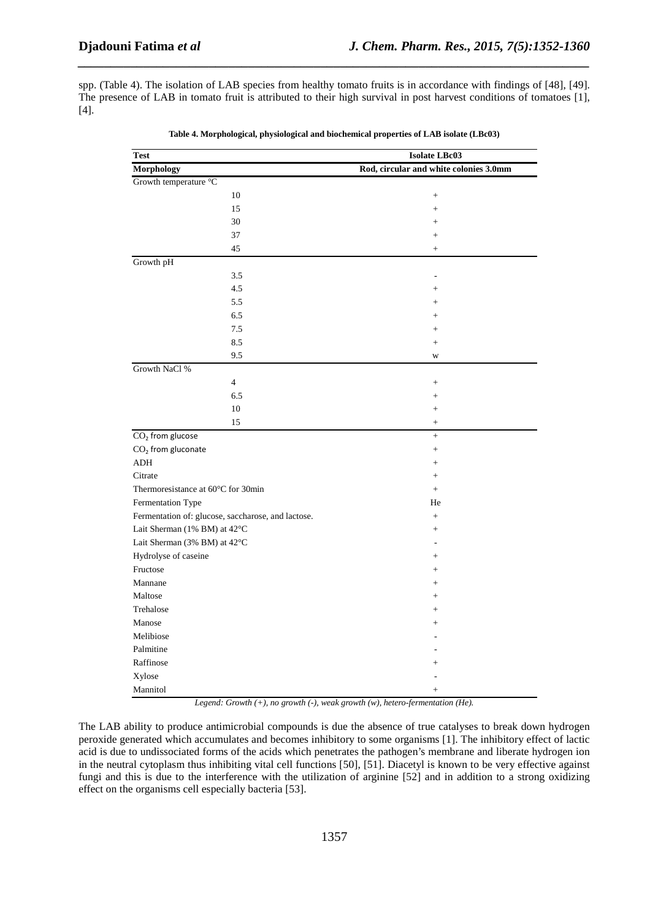spp. (Table 4). The isolation of LAB species from healthy tomato fruits is in accordance with findings of [48], [49]. The presence of LAB in tomato fruit is attributed to their high survival in post harvest conditions of tomatoes [1], [4].

**Table 4. Morphological, physiological and biochemical properties of LAB isolate (LBc03)**

| Test | | Isolate LBc03 |
|---|---|---|
| **Morphology** | | **Rod, circular and white colonies 3.0mm** |
| Growth temperature °C | | |
| | 10 | + |
| | 15 | + |
| | 30 | + |
| | 37 | + |
| | 45 | + |
| Growth pH | | |
| | 3.5 | - |
| | 4.5 | + |
| | 5.5 | + |
| | 6.5 | + |
| | 7.5 | + |
| | 8.5 | + |
| | 9.5 | w |
| Growth NaCl % | | |
| | 4 | + |
| | 6.5 | + |
| | 10 | + |
| | 15 | + |
| $CO_2$ from glucose | | + |
| $CO_2$ from gluconate | | + |
| ADH | | + |
| Citrate | | + |
| Thermoresistance at 60°C for 30min | | + |
| Fermentation Type | | He |
| Fermentation of: glucose, saccharose, and lactose. | | + |
| Lait Sherman (1% BM) at 42°C | | + |
| Lait Sherman (3% BM) at 42°C | | - |
| Hydrolyse of caseine | | + |
| Fructose | | + |
| Mannane | | + |
| Maltose | | + |
| Trehalose | | + |
| Manose | | + |
| Melibiose | | - |
| Palmitine | | - |
| Raffinose | | + |
| Xylose | | - |
| Mannitol | | + |

*Legend: Growth (+), no growth (-), weak growth (w), hetero-fermentation (He).*

The LAB ability to produce antimicrobial compounds is due the absence of true catalyses to break down hydrogen peroxide generated which accumulates and becomes inhibitory to some organisms [1]. The inhibitory effect of lactic acid is due to undissociated forms of the acids which penetrates the pathogen's membrane and liberate hydrogen ion in the neutral cytoplasm thus inhibiting vital cell functions [50], [51]. Diacetyl is known to be very effective against fungi and this is due to the interference with the utilization of arginine [52] and in addition to a strong oxidizing effect on the organisms cell especially bacteria [53].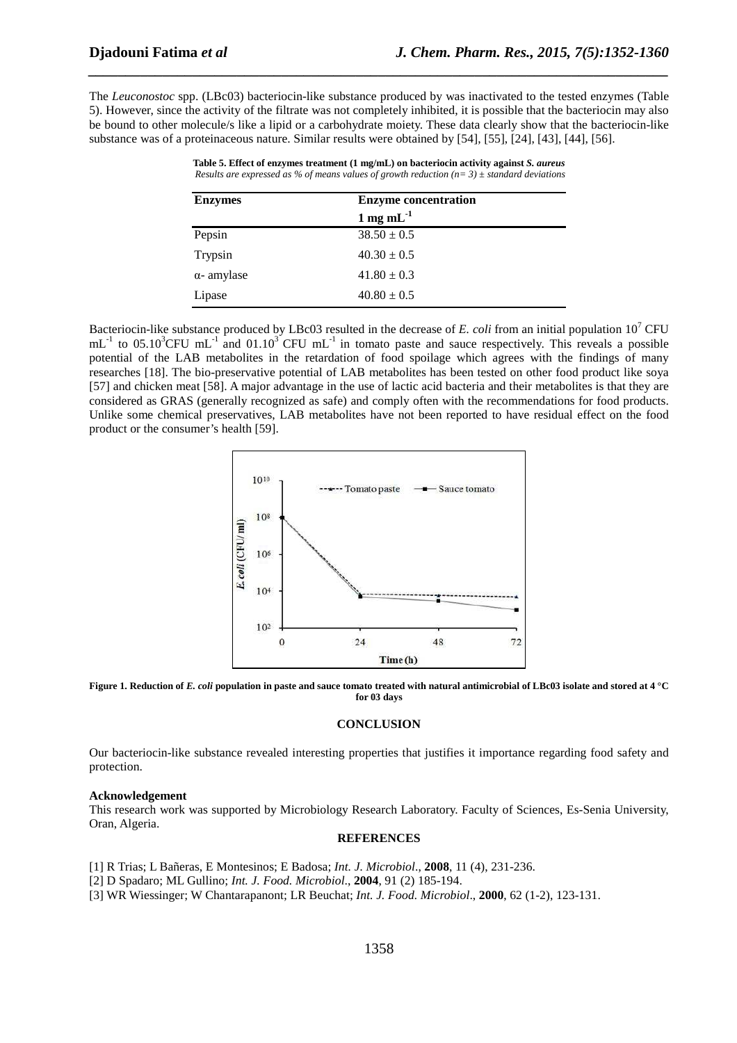The *Leuconostoc* spp. (LBc03) bacteriocin-like substance produced by was inactivated to the tested enzymes (Table 5). However, since the activity of the filtrate was not completely inhibited, it is possible that the bacteriocin may also be bound to other molecule/s like a lipid or a carbohydrate moiety. These data clearly show that the bacteriocin-like substance was of a proteinaceous nature. Similar results were obtained by [54], [55], [24], [43], [44], [56].

**Table 5. Effect of enzymes treatment (1 mg/mL) on bacteriocin activity against *S. aureus***
*Results are expressed as % of means values of growth reduction (n= 3) ± standard deviations*

| **Enzymes** | **Enzyme concentration** $1\ mg\ mL^{-1}$ |
|---|---|
| Pepsin | 38.50 ± 0.5 |
| Trypsin | 40.30 ± 0.5 |
| α- amylase | 41.80 ± 0.3 |
| Lipase | 40.80 ± 0.5 |

Bacteriocin-like substance produced by LBc03 resulted in the decrease of *E. coli* from an initial population $10^7$ CFU $mL^{-1}$ to $05.10^3$CFU $mL^{-1}$ and $01.10^3$ CFU $mL^{-1}$ in tomato paste and sauce respectively. This reveals a possible potential of the LAB metabolites in the retardation of food spoilage which agrees with the findings of many researches [18]. The bio-preservative potential of LAB metabolites has been tested on other food product like soya [57] and chicken meat [58]. A major advantage in the use of lactic acid bacteria and their metabolites is that they are considered as GRAS (generally recognized as safe) and comply often with the recommendations for food products. Unlike some chemical preservatives, LAB metabolites have not been reported to have residual effect on the food product or the consumer's health [59].

**Figure 1. Reduction of *E. coli* population in paste and sauce tomato treated with natural antimicrobial of LBc03 isolate and stored at 4 °C for 03 days**

## CONCLUSION

Our bacteriocin-like substance revealed interesting properties that justifies it importance regarding food safety and protection.

**Acknowledgement**

This research work was supported by Microbiology Research Laboratory. Faculty of Sciences, Es-Senia University, Oran, Algeria.

## REFERENCES

[1] R Trias; L Bañeras, E Montesinos; E Badosa; *Int. J. Microbiol*., **2008**, 11 (4), 231-236.

[2] D Spadaro; ML Gullino; *Int. J. Food. Microbiol*., **2004**, 91 (2) 185-194.

[3] WR Wiessinger; W Chantarapanont; LR Beuchat; *Int. J. Food. Microbiol*., **2000**, 62 (1-2), 123-131.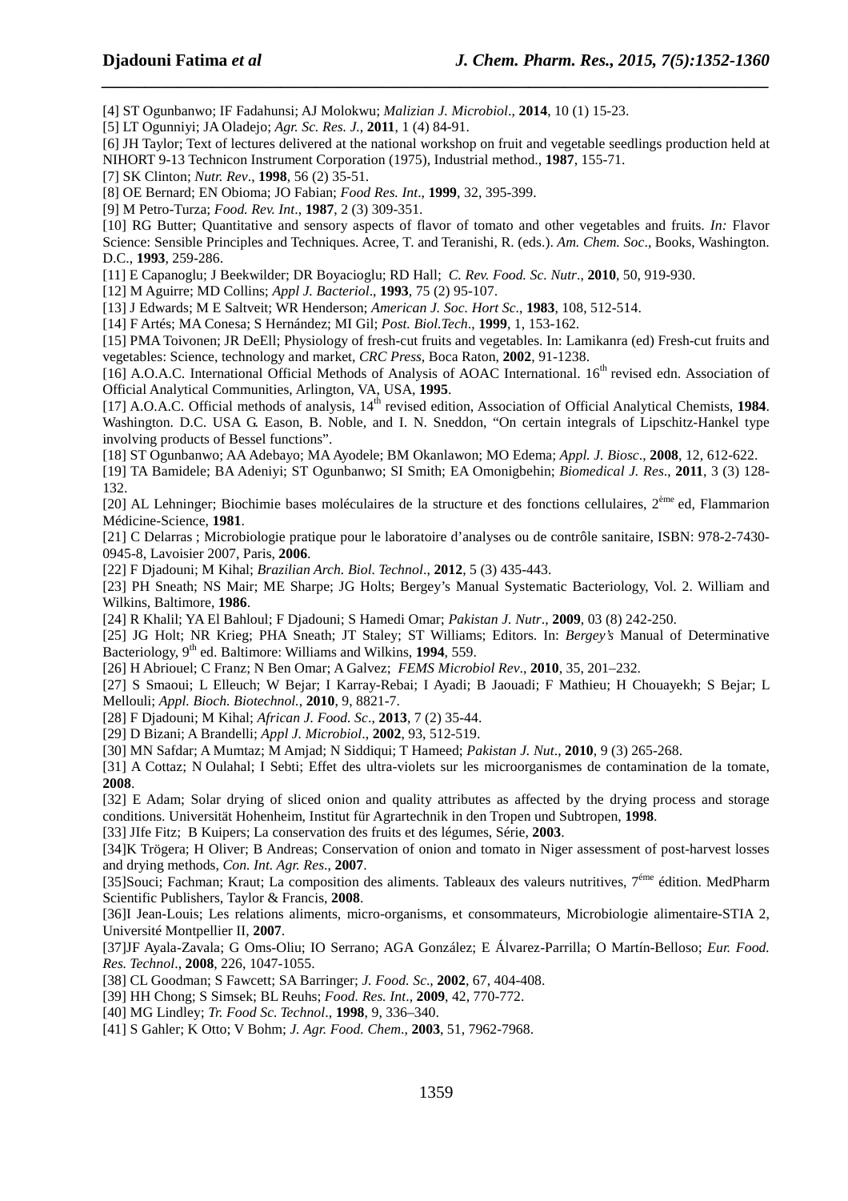[4] ST Ogunbanwo; IF Fadahunsi; AJ Molokwu; *Malizian J. Microbiol*., **2014**, 10 (1) 15-23.

[5] LT Ogunniyi; JA Oladejo; *Agr. Sc. Res. J.*, **2011**, 1 (4) 84-91.

[6] JH Taylor; Text of lectures delivered at the national workshop on fruit and vegetable seedlings production held at NIHORT 9-13 Technicon Instrument Corporation (1975), Industrial method., **1987**, 155-71.

[7] SK Clinton; *Nutr. Rev*., **1998**, 56 (2) 35-51.

[8] OE Bernard; EN Obioma; JO Fabian; *Food Res. Int*., **1999**, 32, 395-399.

[9] M Petro-Turza; *Food. Rev. Int*., **1987**, 2 (3) 309-351.

[10] RG Butter; Quantitative and sensory aspects of flavor of tomato and other vegetables and fruits. *In:* Flavor Science: Sensible Principles and Techniques. Acree, T. and Teranishi, R. (eds.). *Am. Chem. Soc*., Books, Washington. D.C., **1993**, 259-286.

[11] E Capanoglu; J Beekwilder; DR Boyacioglu; RD Hall; *C. Rev. Food. Sc. Nutr*., **2010**, 50, 919-930.

[12] M Aguirre; MD Collins; *Appl J. Bacteriol*., **1993**, 75 (2) 95-107.

[13] J Edwards; M E Saltveit; WR Henderson; *American J. Soc. Hort Sc*., **1983**, 108, 512-514.

[14] F Artés; MA Conesa; S Hernández; MI Gil; *Post. Biol.Tech*., **1999**, 1, 153-162.

[15] PMA Toivonen; JR DeEll; Physiology of fresh-cut fruits and vegetables. In: Lamikanra (ed) Fresh-cut fruits and vegetables: Science, technology and market, *CRC Press*, Boca Raton, **2002**, 91-1238.

[16] A.O.A.C. International Official Methods of Analysis of AOAC International. 16th revised edn. Association of Official Analytical Communities, Arlington, VA, USA, **1995**.

[17] A.O.A.C. Official methods of analysis, 14th revised edition, Association of Official Analytical Chemists, **1984**. Washington. D.C. USA G. Eason, B. Noble, and I. N. Sneddon, "On certain integrals of Lipschitz-Hankel type involving products of Bessel functions".

[18] ST Ogunbanwo; AA Adebayo; MA Ayodele; BM Okanlawon; MO Edema; *Appl. J. Biosc*., **2008**, 12, 612-622.

[19] TA Bamidele; BA Adeniyi; ST Ogunbanwo; SI Smith; EA Omonigbehin; *Biomedical J. Res*., **2011**, 3 (3) 128-132.

[20] AL Lehninger; Biochimie bases moléculaires de la structure et des fonctions cellulaires, 2ème ed, Flammarion Médicine-Science, **1981**.

[21] C Delarras ; Microbiologie pratique pour le laboratoire d'analyses ou de contrôle sanitaire, ISBN: 978-2-7430-0945-8, Lavoisier 2007, Paris, **2006**.

[22] F Djadouni; M Kihal; *Brazilian Arch. Biol. Technol*., **2012**, 5 (3) 435-443.

[23] PH Sneath; NS Mair; ME Sharpe; JG Holts; Bergey's Manual Systematic Bacteriology, Vol. 2. William and Wilkins, Baltimore, **1986**.

[24] R Khalil; YA El Bahloul; F Djadouni; S Hamedi Omar; *Pakistan J. Nutr*., **2009**, 03 (8) 242-250.

[25] JG Holt; NR Krieg; PHA Sneath; JT Staley; ST Williams; Editors. In: *Bergey's* Manual of Determinative Bacteriology, 9th ed. Baltimore: Williams and Wilkins, **1994**, 559.

[26] H Abriouel; C Franz; N Ben Omar; A Galvez; *FEMS Microbiol Rev*., **2010**, 35, 201–232.

[27] S Smaoui; L Elleuch; W Bejar; I Karray-Rebai; I Ayadi; B Jaouadi; F Mathieu; H Chouayekh; S Bejar; L Mellouli; *Appl. Bioch. Biotechnol.*, **2010**, 9, 8821-7.

[28] F Djadouni; M Kihal; *African J. Food. Sc*., **2013**, 7 (2) 35-44.

[29] D Bizani; A Brandelli; *Appl J. Microbiol*., **2002**, 93, 512-519.

[30] MN Safdar; A Mumtaz; M Amjad; N Siddiqui; T Hameed; *Pakistan J. Nut*., **2010**, 9 (3) 265-268.

[31] A Cottaz; N Oulahal; I Sebti; Effet des ultra-violets sur les microorganismes de contamination de la tomate, **2008**.

[32] E Adam; Solar drying of sliced onion and quality attributes as affected by the drying process and storage conditions. Universität Hohenheim, Institut für Agrartechnik in den Tropen und Subtropen, **1998**.

[33] JIfe Fitz; B Kuipers; La conservation des fruits et des légumes, Série, **2003**.

[34]K Trögera; H Oliver; B Andreas; Conservation of onion and tomato in Niger assessment of post-harvest losses and drying methods, *Con. Int. Agr. Res*., **2007**.

[35]Souci; Fachman; Kraut; La composition des aliments. Tableaux des valeurs nutritives, 7éme édition. MedPharm Scientific Publishers, Taylor & Francis, **2008**.

[36]I Jean-Louis; Les relations aliments, micro-organisms, et consommateurs, Microbiologie alimentaire-STIA 2, Université Montpellier II, **2007**.

[37]JF Ayala-Zavala; G Oms-Oliu; IO Serrano; AGA González; E Álvarez-Parrilla; O Martín-Belloso; *Eur. Food. Res. Technol*., **2008**, 226, 1047-1055.

[38] CL Goodman; S Fawcett; SA Barringer; *J. Food. Sc*., **2002**, 67, 404-408.

[39] HH Chong; S Simsek; BL Reuhs; *Food. Res. Int*., **2009**, 42, 770-772.

[40] MG Lindley; *Tr. Food Sc. Technol*., **1998**, 9, 336–340.

[41] S Gahler; K Otto; V Bohm; *J. Agr. Food. Chem*., **2003**, 51, 7962-7968.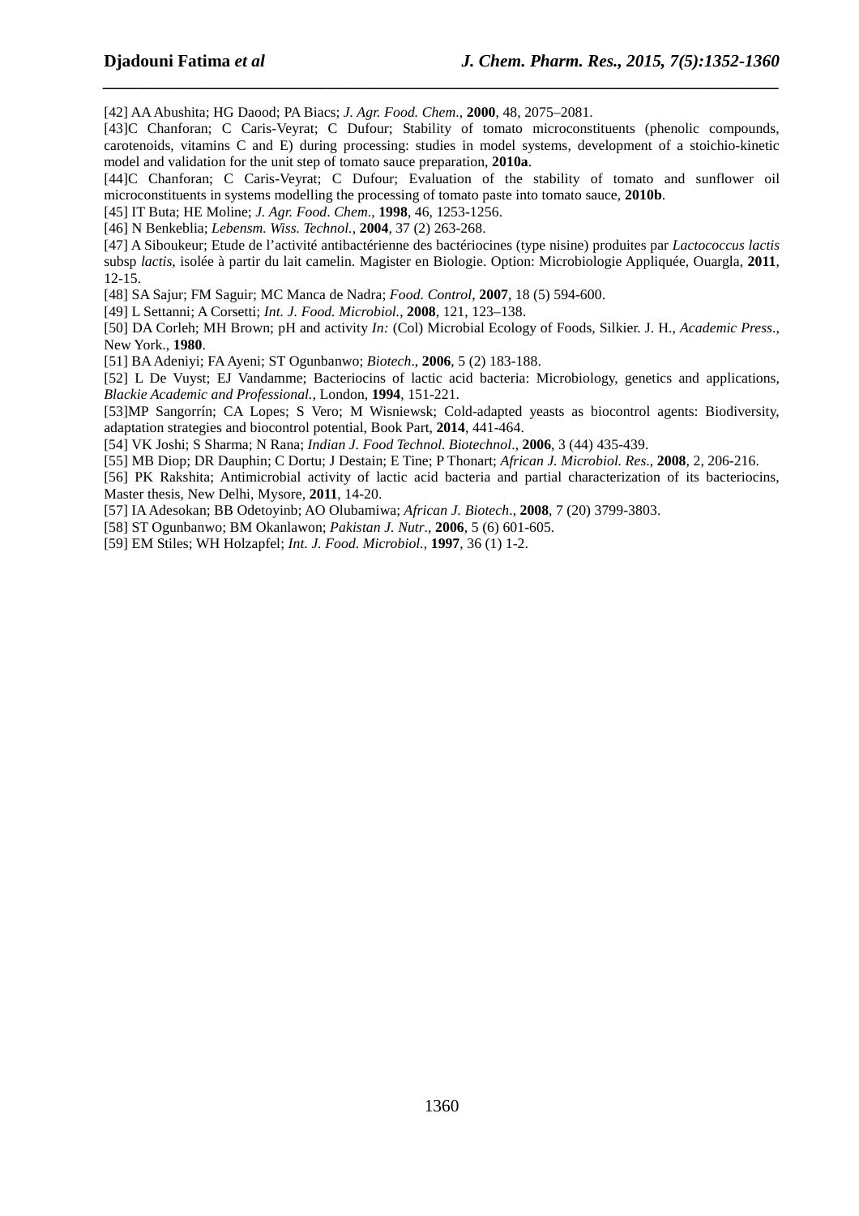[42] AA Abushita; HG Daood; PA Biacs; *J. Agr. Food. Chem*., **2000**, 48, 2075–2081.

[43]C Chanforan; C Caris-Veyrat; C Dufour; Stability of tomato microconstituents (phenolic compounds, carotenoids, vitamins C and E) during processing: studies in model systems, development of a stoichio-kinetic model and validation for the unit step of tomato sauce preparation, **2010a**.

[44]C Chanforan; C Caris-Veyrat; C Dufour; Evaluation of the stability of tomato and sunflower oil microconstituents in systems modelling the processing of tomato paste into tomato sauce, **2010b**.

[45] IT Buta; HE Moline; *J. Agr. Food. Chem*., **1998**, 46, 1253-1256.

[46] N Benkeblia; *Lebensm. Wiss. Technol.*, **2004**, 37 (2) 263-268.

[47] A Siboukeur; Etude de l'activité antibactérienne des bactériocines (type nisine) produites par *Lactococcus lactis* subsp *lactis*, isolée à partir du lait camelin. Magister en Biologie. Option: Microbiologie Appliquée, Ouargla, **2011**, 12-15.

[48] SA Sajur; FM Saguir; MC Manca de Nadra; *Food. Control*, **2007**, 18 (5) 594-600.

[49] L Settanni; A Corsetti; *Int. J. Food. Microbiol.*, **2008**, 121, 123–138.

[50] DA Corleh; MH Brown; pH and activity *In:* (Col) Microbial Ecology of Foods, Silkier. J. H., *Academic Press*., New York., **1980**.

[51] BA Adeniyi; FA Ayeni; ST Ogunbanwo; *Biotech*., **2006**, 5 (2) 183-188.

[52] L De Vuyst; EJ Vandamme; Bacteriocins of lactic acid bacteria: Microbiology, genetics and applications, *Blackie Academic and Professional.*, London, **1994**, 151-221.

[53]MP Sangorrín; CA Lopes; S Vero; M Wisniewsk; Cold-adapted yeasts as biocontrol agents: Biodiversity, adaptation strategies and biocontrol potential, Book Part, **2014**, 441-464.

[54] VK Joshi; S Sharma; N Rana; *Indian J. Food Technol. Biotechnol*., **2006**, 3 (44) 435-439.

[55] MB Diop; DR Dauphin; C Dortu; J Destain; E Tine; P Thonart; *African J. Microbiol. Res*., **2008**, 2, 206-216.

[56] PK Rakshita; Antimicrobial activity of lactic acid bacteria and partial characterization of its bacteriocins, Master thesis, New Delhi, Mysore, **2011**, 14-20.

[57] IA Adesokan; BB Odetoyinb; AO Olubamiwa; *African J. Biotech*., **2008**, 7 (20) 3799-3803.

[58] ST Ogunbanwo; BM Okanlawon; *Pakistan J. Nutr*., **2006**, 5 (6) 601-605.

[59] EM Stiles; WH Holzapfel; *Int. J. Food. Microbiol.*, **1997**, 36 (1) 1-2.